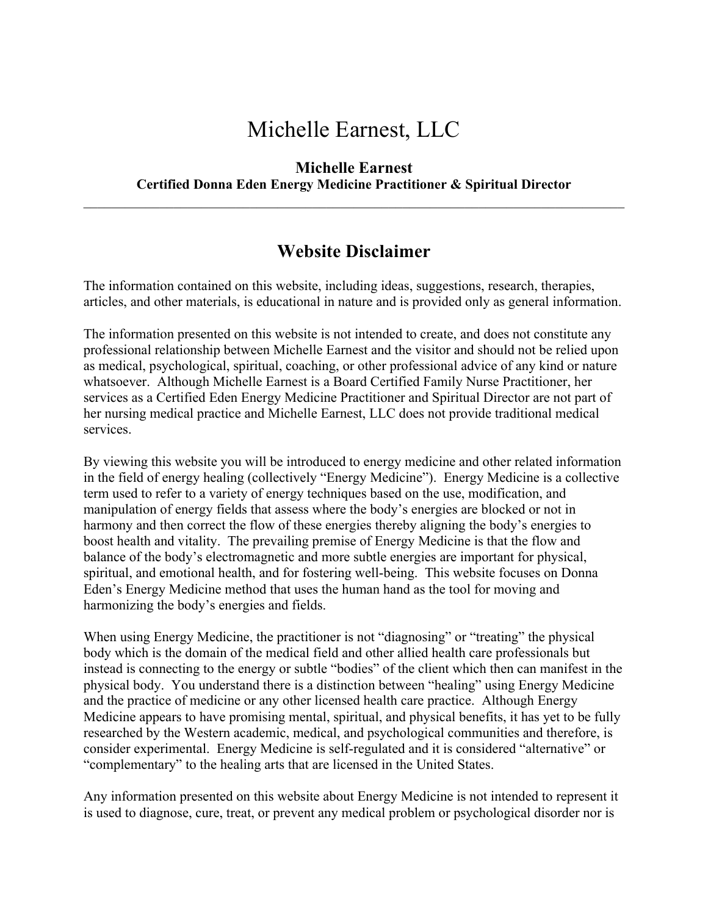# Michelle Earnest, LLC

**Michelle Earnest**
**Certified Donna Eden Energy Medicine Practitioner & Spiritual Director**

---

## Website Disclaimer

The information contained on this website, including ideas, suggestions, research, therapies, articles, and other materials, is educational in nature and is provided only as general information.

The information presented on this website is not intended to create, and does not constitute any professional relationship between Michelle Earnest and the visitor and should not be relied upon as medical, psychological, spiritual, coaching, or other professional advice of any kind or nature whatsoever. Although Michelle Earnest is a Board Certified Family Nurse Practitioner, her services as a Certified Eden Energy Medicine Practitioner and Spiritual Director are not part of her nursing medical practice and Michelle Earnest, LLC does not provide traditional medical services.

By viewing this website you will be introduced to energy medicine and other related information in the field of energy healing (collectively "Energy Medicine"). Energy Medicine is a collective term used to refer to a variety of energy techniques based on the use, modification, and manipulation of energy fields that assess where the body's energies are blocked or not in harmony and then correct the flow of these energies thereby aligning the body's energies to boost health and vitality. The prevailing premise of Energy Medicine is that the flow and balance of the body's electromagnetic and more subtle energies are important for physical, spiritual, and emotional health, and for fostering well-being. This website focuses on Donna Eden's Energy Medicine method that uses the human hand as the tool for moving and harmonizing the body's energies and fields.

When using Energy Medicine, the practitioner is not "diagnosing" or "treating" the physical body which is the domain of the medical field and other allied health care professionals but instead is connecting to the energy or subtle "bodies" of the client which then can manifest in the physical body. You understand there is a distinction between "healing" using Energy Medicine and the practice of medicine or any other licensed health care practice. Although Energy Medicine appears to have promising mental, spiritual, and physical benefits, it has yet to be fully researched by the Western academic, medical, and psychological communities and therefore, is consider experimental. Energy Medicine is self-regulated and it is considered "alternative" or "complementary" to the healing arts that are licensed in the United States.

Any information presented on this website about Energy Medicine is not intended to represent it is used to diagnose, cure, treat, or prevent any medical problem or psychological disorder nor is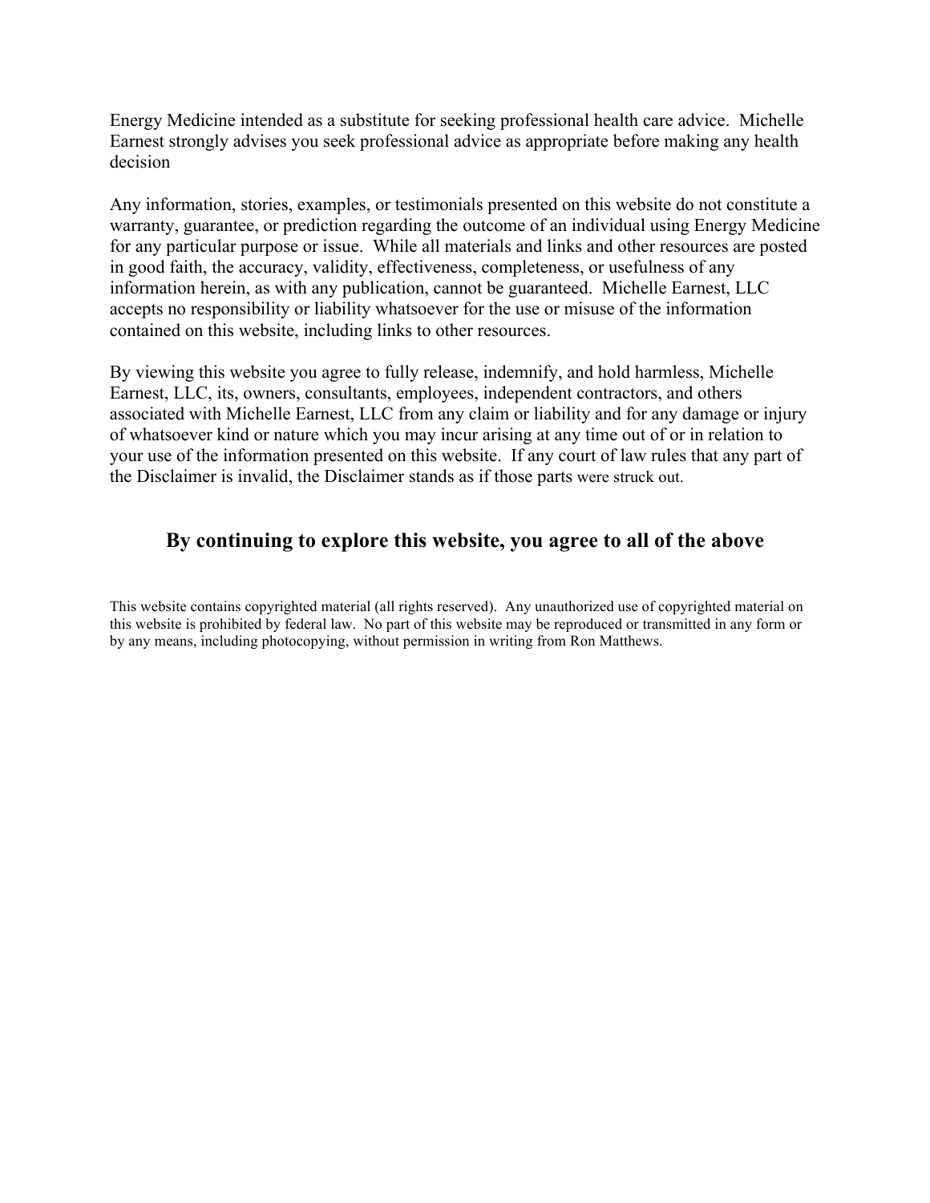Energy Medicine intended as a substitute for seeking professional health care advice. Michelle Earnest strongly advises you seek professional advice as appropriate before making any health decision

Any information, stories, examples, or testimonials presented on this website do not constitute a warranty, guarantee, or prediction regarding the outcome of an individual using Energy Medicine for any particular purpose or issue. While all materials and links and other resources are posted in good faith, the accuracy, validity, effectiveness, completeness, or usefulness of any information herein, as with any publication, cannot be guaranteed. Michelle Earnest, LLC accepts no responsibility or liability whatsoever for the use or misuse of the information contained on this website, including links to other resources.

By viewing this website you agree to fully release, indemnify, and hold harmless, Michelle Earnest, LLC, its, owners, consultants, employees, independent contractors, and others associated with Michelle Earnest, LLC from any claim or liability and for any damage or injury of whatsoever kind or nature which you may incur arising at any time out of or in relation to your use of the information presented on this website. If any court of law rules that any part of the Disclaimer is invalid, the Disclaimer stands as if those parts were struck out.

## By continuing to explore this website, you agree to all of the above

This website contains copyrighted material (all rights reserved). Any unauthorized use of copyrighted material on this website is prohibited by federal law. No part of this website may be reproduced or transmitted in any form or by any means, including photocopying, without permission in writing from Ron Matthews.